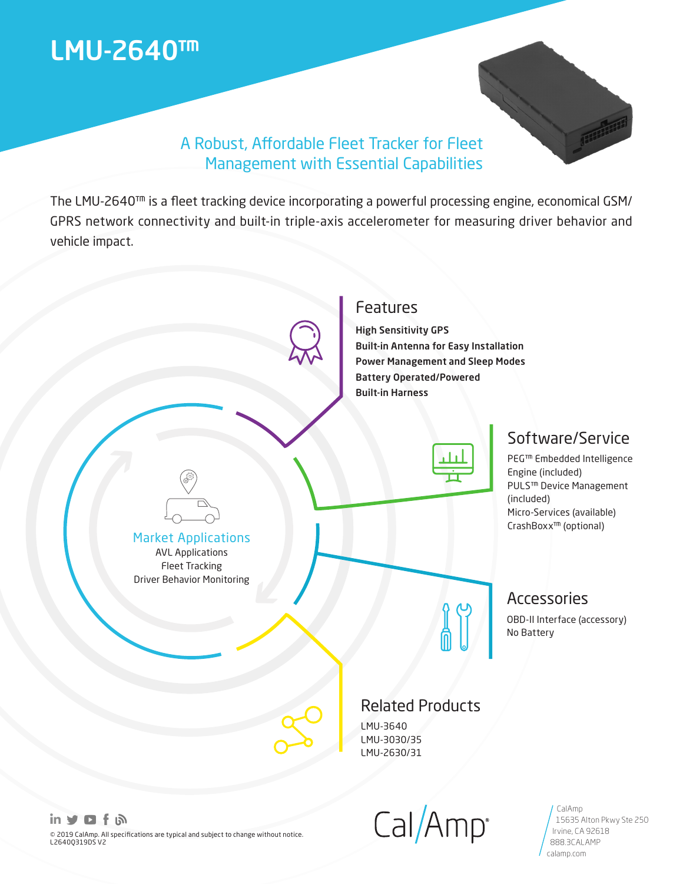# LMU-2640™

## A Robust, Affordable Fleet Tracker for Fleet Management with Essential Capabilities

The LMU-2640™ is a fleet tracking device incorporating a powerful processing engine, economical GSM/GPRS network connectivity and built-in triple-axis accelerometer for measuring driver behavior and vehicle impact.

### Features

**High Sensitivity GPS**
**Built-in Antenna for Easy Installation**
**Power Management and Sleep Modes**
**Battery Operated/Powered**
**Built-in Harness**

### Software/Service

PEG™ Embedded Intelligence Engine (included)
PULS™ Device Management (included)
Micro-Services (available)
CrashBoxx™ (optional)

### Market Applications

AVL Applications
Fleet Tracking
Driver Behavior Monitoring

### Accessories

OBD-II Interface (accessory)
No Battery

### Related Products

LMU-3640
LMU-3030/35
LMU-2630/31

© 2019 CalAmp. All specifications are typical and subject to change without notice.
L2640Q319DS V2

CalAmp
15635 Alton Pkwy Ste 250
Irvine, CA 92618
888.3CALAMP
calamp.com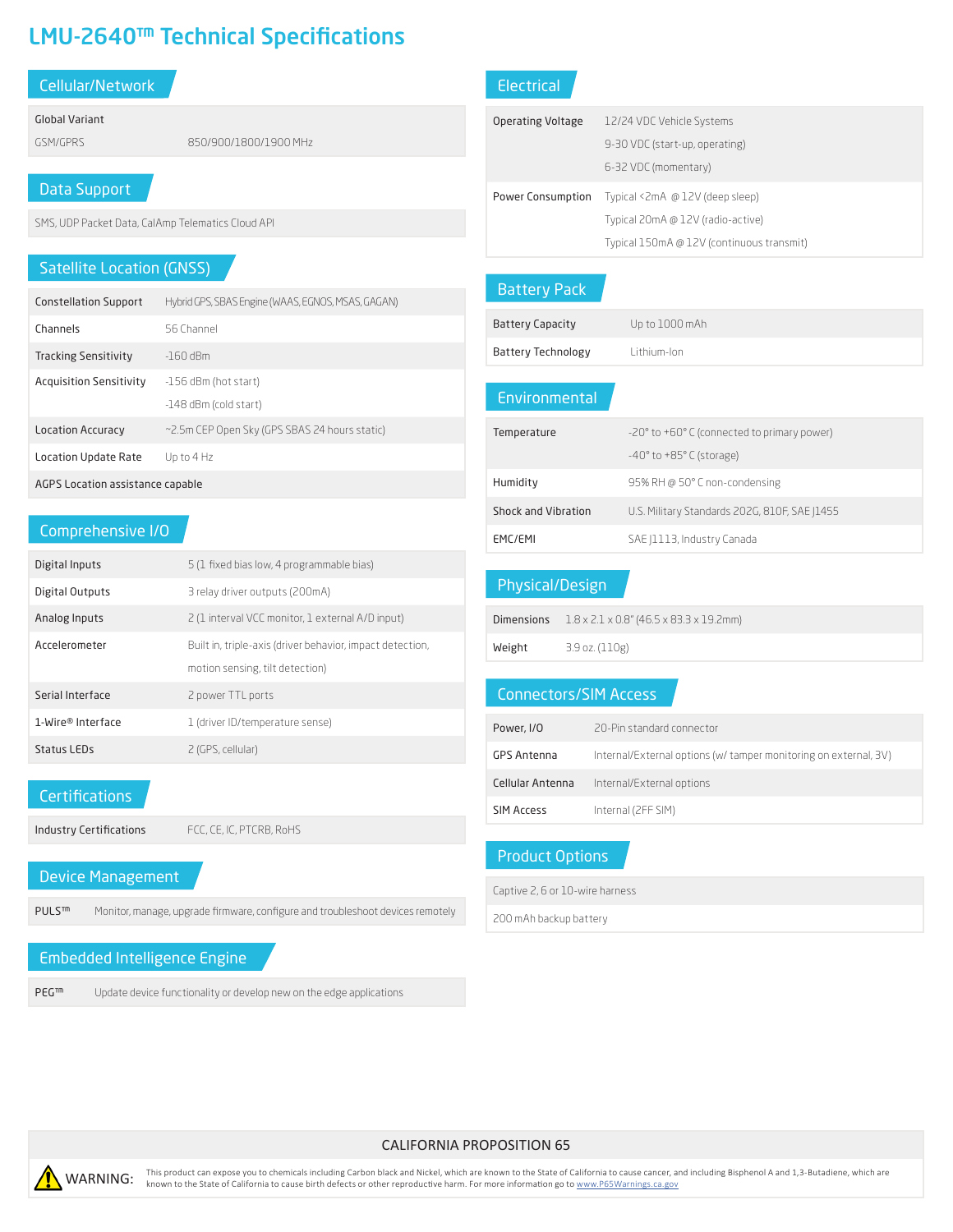# LMU-2640™ Technical Specifications

## Cellular/Network

| | |
|---|---|
| Global Variant | |
| GSM/GPRS | 850/900/1800/1900 MHz |

## Data Support

SMS, UDP Packet Data, CalAmp Telematics Cloud API

## Satellite Location (GNSS)

| | |
|---|---|
| Constellation Support | Hybrid GPS, SBAS Engine (WAAS, EGNOS, MSAS, GAGAN) |
| Channels | 56 Channel |
| Tracking Sensitivity | -160 dBm |
| Acquisition Sensitivity | -156 dBm (hot start)<br>-148 dBm (cold start) |
| Location Accuracy | ~2.5m CEP Open Sky (GPS SBAS 24 hours static) |
| Location Update Rate | Up to 4 Hz |
| AGPS Location assistance capable | |

## Comprehensive I/O

| | |
|---|---|
| Digital Inputs | 5 (1 fixed bias low, 4 programmable bias) |
| Digital Outputs | 3 relay driver outputs (200mA) |
| Analog Inputs | 2 (1 interval VCC monitor, 1 external A/D input) |
| Accelerometer | Built in, triple-axis (driver behavior, impact detection, motion sensing, tilt detection) |
| Serial Interface | 2 power TTL ports |
| 1-Wire® Interface | 1 (driver ID/temperature sense) |
| Status LEDs | 2 (GPS, cellular) |

## Certifications

| | |
|---|---|
| Industry Certifications | FCC, CE, IC, PTCRB, RoHS |

## Device Management

| | |
|---|---|
| PULS™ | Monitor, manage, upgrade firmware, configure and troubleshoot devices remotely |

## Embedded Intelligence Engine

| | |
|---|---|
| PEG™ | Update device functionality or develop new on the edge applications |

## Electrical

| | |
|---|---|
| Operating Voltage | 12/24 VDC Vehicle Systems<br>9-30 VDC (start-up, operating)<br>6-32 VDC (momentary) |
| Power Consumption | Typical <2mA @ 12V (deep sleep)<br>Typical 20mA @ 12V (radio-active)<br>Typical 150mA @ 12V (continuous transmit) |

## Battery Pack

| | |
|---|---|
| Battery Capacity | Up to 1000 mAh |
| Battery Technology | Lithium-Ion |

## Environmental

| | |
|---|---|
| Temperature | -20° to +60° C (connected to primary power)<br>-40° to +85° C (storage) |
| Humidity | 95% RH @ 50° C non-condensing |
| Shock and Vibration | U.S. Military Standards 202G, 810F, SAE J1455 |
| EMC/EMI | SAE J1113, Industry Canada |

## Physical/Design

| | |
|---|---|
| Dimensions | 1.8 x 2.1 x 0.8" (46.5 x 83.3 x 19.2mm) |
| Weight | 3.9 oz. (110g) |

## Connectors/SIM Access

| | |
|---|---|
| Power, I/O | 20-Pin standard connector |
| GPS Antenna | Internal/External options (w/ tamper monitoring on external, 3V) |
| Cellular Antenna | Internal/External options |
| SIM Access | Internal (2FF SIM) |

## Product Options

- Captive 2, 6 or 10-wire harness
- 200 mAh backup battery

---

**CALIFORNIA PROPOSITION 65**

**WARNING:** This product can expose you to chemicals including Carbon black and Nickel, which are known to the State of California to cause cancer, and including Bisphenol A and 1,3-Butadiene, which are known to the State of California to cause birth defects or other reproductive harm. For more information go to www.P65Warnings.ca.gov